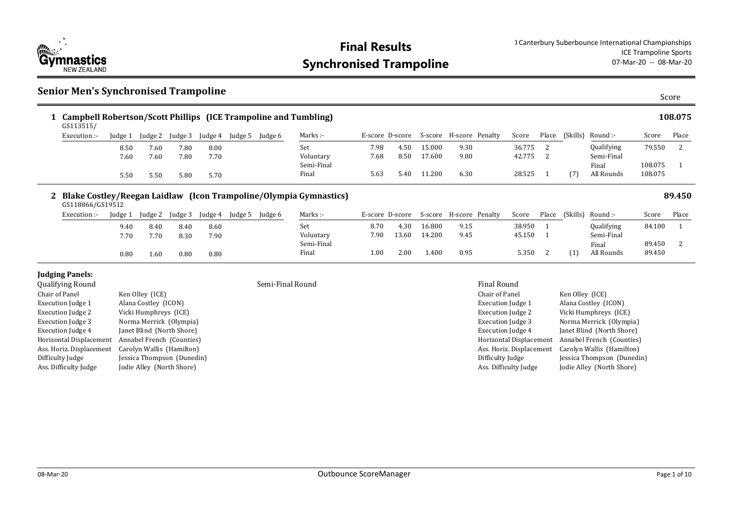# Final Results
# Synchronised Trampoline

) Canterbury Suberbounce International Championships
ICE Trampoline Sports
07-Mar-20 -- 08-Mar-20

## Senior Men's Synchronised Trampoline

Score

### 1 Campbell Robertson/Scott Phillips (ICE Trampoline and Tumbling) — 108.075

GS113515/

| Execution :- | Judge 1 | Judge 2 | Judge 3 | Judge 4 | Judge 5 | Judge 6 | Marks :- | E-score | D-score | S-score | H-score | Penalty | Score | Place | (Skills) | Round :- | Score | Place |
|---|---|---|---|---|---|---|---|---|---|---|---|---|---|---|---|---|---|---|
| | 8.50 | 7.60 | 7.80 | 8.00 | | | Set | 7.98 | 4.50 | 15.000 | 9.30 | | 36.775 | 2 | | Qualifying | 79.550 | 2 |
| | 7.60 | 7.60 | 7.80 | 7.70 | | | Voluntary | 7.68 | 8.50 | 17.600 | 9.00 | | 42.775 | 2 | | Semi-Final | | |
| | | | | | | | Semi-Final | | | | | | | | | Final | 108.075 | 1 |
| | 5.50 | 5.50 | 5.80 | 5.70 | | | Final | 5.63 | 5.40 | 11.200 | 6.30 | | 28.525 | 1 | (7) | All Rounds | 108.075 | |

### 2 Blake Costley/Reegan Laidlaw (Icon Trampoline/Olympia Gymnastics) — 89.450

GS118866/GS19512

| Execution :- | Judge 1 | Judge 2 | Judge 3 | Judge 4 | Judge 5 | Judge 6 | Marks :- | E-score | D-score | S-score | H-score | Penalty | Score | Place | (Skills) | Round :- | Score | Place |
|---|---|---|---|---|---|---|---|---|---|---|---|---|---|---|---|---|---|---|
| | 9.40 | 8.40 | 8.40 | 8.60 | | | Set | 8.70 | 4.30 | 16.800 | 9.15 | | 38.950 | 1 | | Qualifying | 84.100 | 1 |
| | 7.70 | 7.70 | 8.30 | 7.90 | | | Voluntary | 7.90 | 13.60 | 14.200 | 9.45 | | 45.150 | 1 | | Semi-Final | | |
| | | | | | | | Semi-Final | | | | | | | | | Final | 89.450 | 2 |
| | 0.80 | 1.60 | 0.80 | 0.80 | | | Final | 1.00 | 2.00 | 1.400 | 0.95 | | 5.350 | 2 | (1) | All Rounds | 89.450 | |

**Judging Panels:**

Qualifying Round

| | |
|---|---|
| Chair of Panel | Ken Olley (ICE) |
| Execution Judge 1 | Alana Costley (ICON) |
| Execution Judge 2 | Vicki Humphreys (ICE) |
| Execution Judge 3 | Norma Merrick (Olympia) |
| Execution Judge 4 | Janet Blind (North Shore) |
| Horizontal Displacement | Annabel French (Counties) |
| Ass. Horiz. Displacement | Carolyn Wallis (Hamilton) |
| Difficulty Judge | Jessica Thompson (Dunedin) |
| Ass. Difficulty Judge | Jodie Alley (North Shore) |

Semi-Final Round

Final Round

| | |
|---|---|
| Chair of Panel | Ken Olley (ICE) |
| Execution Judge 1 | Alana Costley (ICON) |
| Execution Judge 2 | Vicki Humphreys (ICE) |
| Execution Judge 3 | Norma Merrick (Olympia) |
| Execution Judge 4 | Janet Blind (North Shore) |
| Horizontal Displacement | Annabel French (Counties) |
| Ass. Horiz. Displacement | Carolyn Wallis (Hamilton) |
| Difficulty Judge | Jessica Thompson (Dunedin) |
| Ass. Difficulty Judge | Jodie Alley (North Shore) |

08-Mar-20 Outbounce ScoreManager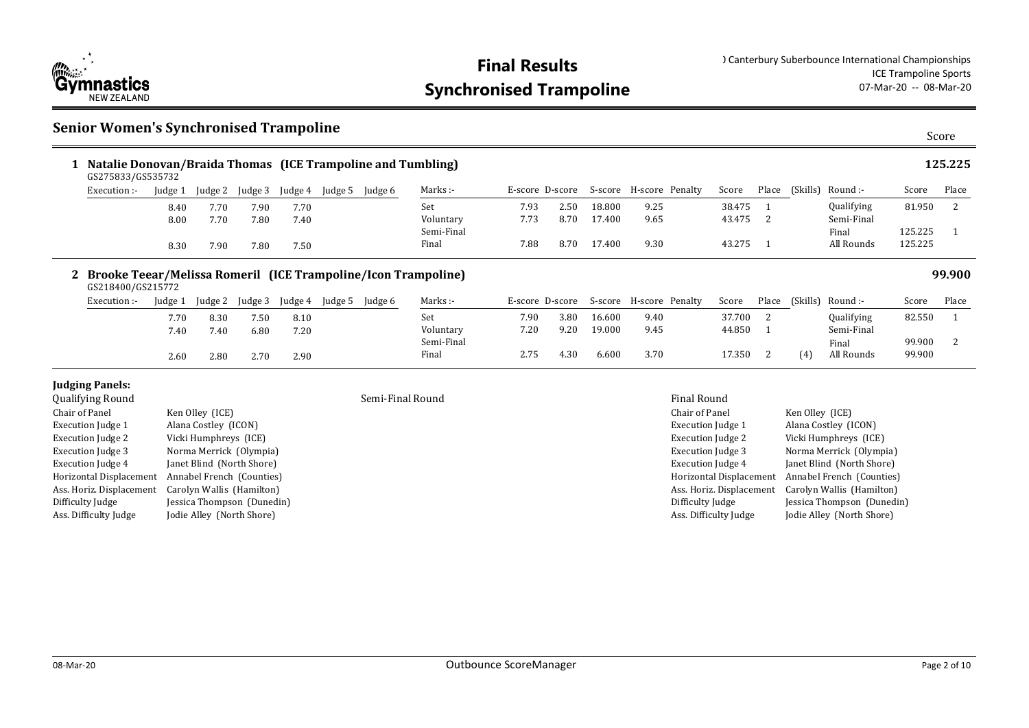# Final Results
# Synchronised Trampoline

) Canterbury Suberbounce International Championships
ICE Trampoline Sports
07-Mar-20 -- 08-Mar-20

## Senior Women's Synchronised Trampoline

### 1 Natalie Donovan/Braida Thomas (ICE Trampoline and Tumbling) — 125.225

GS275833/GS535732

| Execution :- | Judge 1 | Judge 2 | Judge 3 | Judge 4 | Judge 5 | Judge 6 | Marks :- | E-score | D-score | S-score | H-score | Penalty | Score | Place | (Skills) | Round :- | Score | Place |
|---|---|---|---|---|---|---|---|---|---|---|---|---|---|---|---|---|---|---|
| | 8.40 | 7.70 | 7.90 | 7.70 | | | Set | 7.93 | 2.50 | 18.800 | 9.25 | | 38.475 | 1 | | Qualifying | 81.950 | 2 |
| | 8.00 | 7.70 | 7.80 | 7.40 | | | Voluntary | 7.73 | 8.70 | 17.400 | 9.65 | | 43.475 | 2 | | Semi-Final | | |
| | | | | | | | Semi-Final | | | | | | | | | Final | 125.225 | 1 |
| | 8.30 | 7.90 | 7.80 | 7.50 | | | Final | 7.88 | 8.70 | 17.400 | 9.30 | | 43.275 | 1 | | All Rounds | 125.225 | |

### 2 Brooke Teear/Melissa Romeril (ICE Trampoline/Icon Trampoline) — 99.900

GS218400/GS215772

| Execution :- | Judge 1 | Judge 2 | Judge 3 | Judge 4 | Judge 5 | Judge 6 | Marks :- | E-score | D-score | S-score | H-score | Penalty | Score | Place | (Skills) | Round :- | Score | Place |
|---|---|---|---|---|---|---|---|---|---|---|---|---|---|---|---|---|---|---|
| | 7.70 | 8.30 | 7.50 | 8.10 | | | Set | 7.90 | 3.80 | 16.600 | 9.40 | | 37.700 | 2 | | Qualifying | 82.550 | 1 |
| | 7.40 | 7.40 | 6.80 | 7.20 | | | Voluntary | 7.20 | 9.20 | 19.000 | 9.45 | | 44.850 | 1 | | Semi-Final | | |
| | | | | | | | Semi-Final | | | | | | | | | Final | 99.900 | 2 |
| | 2.60 | 2.80 | 2.70 | 2.90 | | | Final | 2.75 | 4.30 | 6.600 | 3.70 | | 17.350 | 2 | (4) | All Rounds | 99.900 | |

**Judging Panels:**

**Qualifying Round**

| Role | Judge |
|---|---|
| Chair of Panel | Ken Olley (ICE) |
| Execution Judge 1 | Alana Costley (ICON) |
| Execution Judge 2 | Vicki Humphreys (ICE) |
| Execution Judge 3 | Norma Merrick (Olympia) |
| Execution Judge 4 | Janet Blind (North Shore) |
| Horizontal Displacement | Annabel French (Counties) |
| Ass. Horiz. Displacement | Carolyn Wallis (Hamilton) |
| Difficulty Judge | Jessica Thompson (Dunedin) |
| Ass. Difficulty Judge | Jodie Alley (North Shore) |

**Semi-Final Round**

**Final Round**

| Role | Judge |
|---|---|
| Chair of Panel | Ken Olley (ICE) |
| Execution Judge 1 | Alana Costley (ICON) |
| Execution Judge 2 | Vicki Humphreys (ICE) |
| Execution Judge 3 | Norma Merrick (Olympia) |
| Execution Judge 4 | Janet Blind (North Shore) |
| Horizontal Displacement | Annabel French (Counties) |
| Ass. Horiz. Displacement | Carolyn Wallis (Hamilton) |
| Difficulty Judge | Jessica Thompson (Dunedin) |
| Ass. Difficulty Judge | Jodie Alley (North Shore) |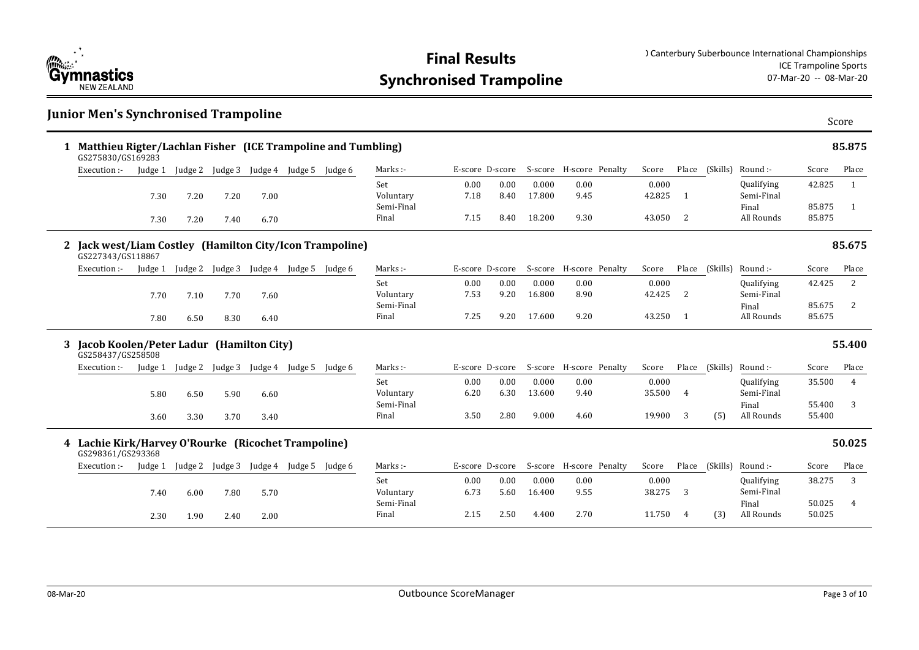# Final Results
# Synchronised Trampoline

) Canterbury Suberbounce International Championships
ICE Trampoline Sports
07-Mar-20 -- 08-Mar-20

## Junior Men's Synchronised Trampoline

### 1 Matthieu Rigter/Lachlan Fisher (ICE Trampoline and Tumbling) — 85.875

GS275830/GS169283

| Execution :- | Judge 1 | Judge 2 | Judge 3 | Judge 4 | Judge 5 | Judge 6 | Marks :- | E-score | D-score | S-score | H-score | Penalty | Score | Place | (Skills) | Round :- | Score | Place |
|---|---|---|---|---|---|---|---|---|---|---|---|---|---|---|---|---|---|---|
| | | | | | | | Set | 0.00 | 0.00 | 0.000 | 0.00 | | 0.000 | | | Qualifying | 42.825 | 1 |
| | 7.30 | 7.20 | 7.20 | 7.00 | | | Voluntary | 7.18 | 8.40 | 17.800 | 9.45 | | 42.825 | 1 | | Semi-Final | | |
| | | | | | | | Semi-Final | | | | | | | | | Final | 85.875 | 1 |
| | 7.30 | 7.20 | 7.40 | 6.70 | | | Final | 7.15 | 8.40 | 18.200 | 9.30 | | 43.050 | 2 | | All Rounds | 85.875 | |

### 2 Jack west/Liam Costley (Hamilton City/Icon Trampoline) — 85.675

GS227343/GS118867

| Execution :- | Judge 1 | Judge 2 | Judge 3 | Judge 4 | Judge 5 | Judge 6 | Marks :- | E-score | D-score | S-score | H-score | Penalty | Score | Place | (Skills) | Round :- | Score | Place |
|---|---|---|---|---|---|---|---|---|---|---|---|---|---|---|---|---|---|---|
| | | | | | | | Set | 0.00 | 0.00 | 0.000 | 0.00 | | 0.000 | | | Qualifying | 42.425 | 2 |
| | 7.70 | 7.10 | 7.70 | 7.60 | | | Voluntary | 7.53 | 9.20 | 16.800 | 8.90 | | 42.425 | 2 | | Semi-Final | | |
| | | | | | | | Semi-Final | | | | | | | | | Final | 85.675 | 2 |
| | 7.80 | 6.50 | 8.30 | 6.40 | | | Final | 7.25 | 9.20 | 17.600 | 9.20 | | 43.250 | 1 | | All Rounds | 85.675 | |

### 3 Jacob Koolen/Peter Ladur (Hamilton City) — 55.400

GS258437/GS258508

| Execution :- | Judge 1 | Judge 2 | Judge 3 | Judge 4 | Judge 5 | Judge 6 | Marks :- | E-score | D-score | S-score | H-score | Penalty | Score | Place | (Skills) | Round :- | Score | Place |
|---|---|---|---|---|---|---|---|---|---|---|---|---|---|---|---|---|---|---|
| | | | | | | | Set | 0.00 | 0.00 | 0.000 | 0.00 | | 0.000 | | | Qualifying | 35.500 | 4 |
| | 5.80 | 6.50 | 5.90 | 6.60 | | | Voluntary | 6.20 | 6.30 | 13.600 | 9.40 | | 35.500 | 4 | | Semi-Final | | |
| | | | | | | | Semi-Final | | | | | | | | | Final | 55.400 | 3 |
| | 3.60 | 3.30 | 3.70 | 3.40 | | | Final | 3.50 | 2.80 | 9.000 | 4.60 | | 19.900 | 3 | (5) | All Rounds | 55.400 | |

### 4 Lachie Kirk/Harvey O'Rourke (Ricochet Trampoline) — 50.025

GS298361/GS293368

| Execution :- | Judge 1 | Judge 2 | Judge 3 | Judge 4 | Judge 5 | Judge 6 | Marks :- | E-score | D-score | S-score | H-score | Penalty | Score | Place | (Skills) | Round :- | Score | Place |
|---|---|---|---|---|---|---|---|---|---|---|---|---|---|---|---|---|---|---|
| | | | | | | | Set | 0.00 | 0.00 | 0.000 | 0.00 | | 0.000 | | | Qualifying | 38.275 | 3 |
| | 7.40 | 6.00 | 7.80 | 5.70 | | | Voluntary | 6.73 | 5.60 | 16.400 | 9.55 | | 38.275 | 3 | | Semi-Final | | |
| | | | | | | | Semi-Final | | | | | | | | | Final | 50.025 | 4 |
| | 2.30 | 1.90 | 2.40 | 2.00 | | | Final | 2.15 | 2.50 | 4.400 | 2.70 | | 11.750 | 4 | (3) | All Rounds | 50.025 | |

08-Mar-20 Outbounce ScoreManager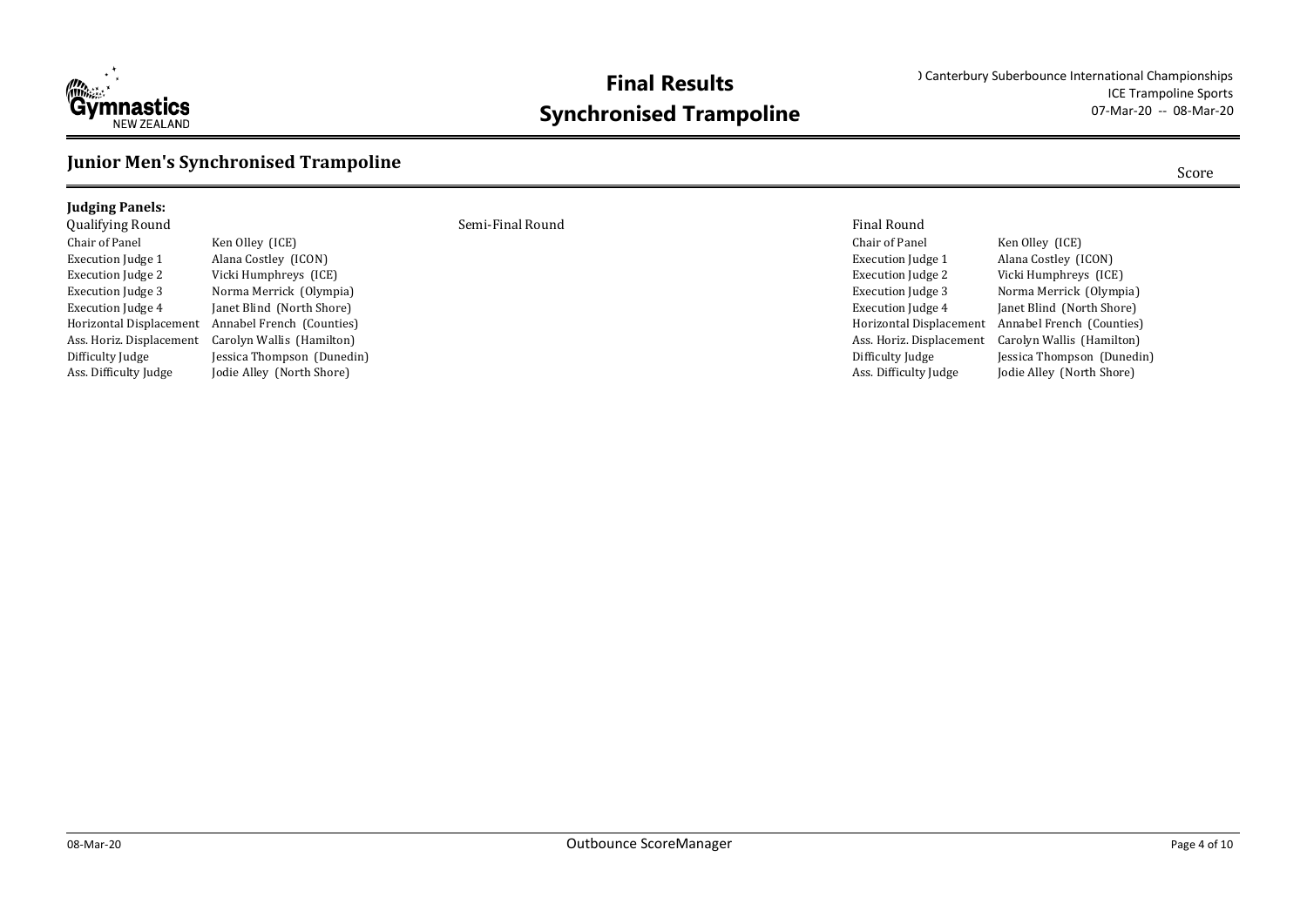# Final Results
# Synchronised Trampoline

) Canterbury Suberbounce International Championships
ICE Trampoline Sports
07-Mar-20 -- 08-Mar-20

## Junior Men's Synchronised Trampoline

Score

**Judging Panels:**

**Qualifying Round**

| | |
|---|---|
| Chair of Panel | Ken Olley (ICE) |
| Execution Judge 1 | Alana Costley (ICON) |
| Execution Judge 2 | Vicki Humphreys (ICE) |
| Execution Judge 3 | Norma Merrick (Olympia) |
| Execution Judge 4 | Janet Blind (North Shore) |
| Horizontal Displacement | Annabel French (Counties) |
| Ass. Horiz. Displacement | Carolyn Wallis (Hamilton) |
| Difficulty Judge | Jessica Thompson (Dunedin) |
| Ass. Difficulty Judge | Jodie Alley (North Shore) |

**Semi-Final Round**

**Final Round**

| | |
|---|---|
| Chair of Panel | Ken Olley (ICE) |
| Execution Judge 1 | Alana Costley (ICON) |
| Execution Judge 2 | Vicki Humphreys (ICE) |
| Execution Judge 3 | Norma Merrick (Olympia) |
| Execution Judge 4 | Janet Blind (North Shore) |
| Horizontal Displacement | Annabel French (Counties) |
| Ass. Horiz. Displacement | Carolyn Wallis (Hamilton) |
| Difficulty Judge | Jessica Thompson (Dunedin) |
| Ass. Difficulty Judge | Jodie Alley (North Shore) |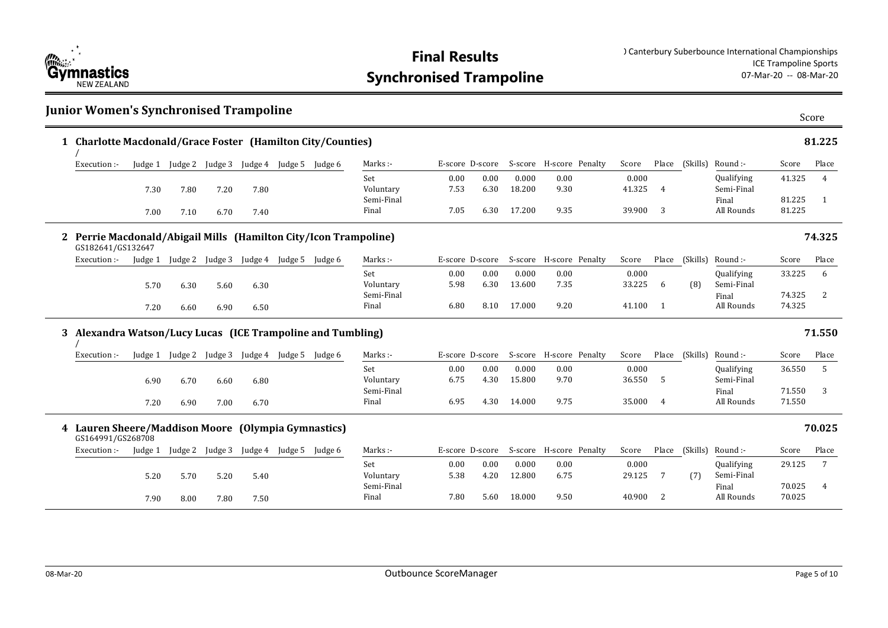# Final Results
# Synchronised Trampoline

) Canterbury Suberbounce International Championships
ICE Trampoline Sports
07-Mar-20 -- 08-Mar-20

## Junior Women's Synchronised Trampoline

Score

### 1 Charlotte Macdonald/Grace Foster (Hamilton City/Counties) — 81.225

/

| Execution :- | Judge 1 | Judge 2 | Judge 3 | Judge 4 | Judge 5 | Judge 6 | Marks :- | E-score | D-score | S-score | H-score | Penalty | Score | Place | (Skills) | Round :- | Score | Place |
|---|---|---|---|---|---|---|---|---|---|---|---|---|---|---|---|---|---|---|
| | | | | | | | Set | 0.00 | 0.00 | 0.000 | 0.00 | | 0.000 | | | Qualifying | 41.325 | 4 |
| | 7.30 | 7.80 | 7.20 | 7.80 | | | Voluntary | 7.53 | 6.30 | 18.200 | 9.30 | | 41.325 | 4 | | Semi-Final | | |
| | | | | | | | Semi-Final | | | | | | | | | Final | 81.225 | 1 |
| | 7.00 | 7.10 | 6.70 | 7.40 | | | Final | 7.05 | 6.30 | 17.200 | 9.35 | | 39.900 | 3 | | All Rounds | 81.225 | |

### 2 Perrie Macdonald/Abigail Mills (Hamilton City/Icon Trampoline) — 74.325

GS182641/GS132647

| Execution :- | Judge 1 | Judge 2 | Judge 3 | Judge 4 | Judge 5 | Judge 6 | Marks :- | E-score | D-score | S-score | H-score | Penalty | Score | Place | (Skills) | Round :- | Score | Place |
|---|---|---|---|---|---|---|---|---|---|---|---|---|---|---|---|---|---|---|
| | | | | | | | Set | 0.00 | 0.00 | 0.000 | 0.00 | | 0.000 | | | Qualifying | 33.225 | 6 |
| | 5.70 | 6.30 | 5.60 | 6.30 | | | Voluntary | 5.98 | 6.30 | 13.600 | 7.35 | | 33.225 | 6 | (8) | Semi-Final | | |
| | | | | | | | Semi-Final | | | | | | | | | Final | 74.325 | 2 |
| | 7.20 | 6.60 | 6.90 | 6.50 | | | Final | 6.80 | 8.10 | 17.000 | 9.20 | | 41.100 | 1 | | All Rounds | 74.325 | |

### 3 Alexandra Watson/Lucy Lucas (ICE Trampoline and Tumbling) — 71.550

/

| Execution :- | Judge 1 | Judge 2 | Judge 3 | Judge 4 | Judge 5 | Judge 6 | Marks :- | E-score | D-score | S-score | H-score | Penalty | Score | Place | (Skills) | Round :- | Score | Place |
|---|---|---|---|---|---|---|---|---|---|---|---|---|---|---|---|---|---|---|
| | | | | | | | Set | 0.00 | 0.00 | 0.000 | 0.00 | | 0.000 | | | Qualifying | 36.550 | 5 |
| | 6.90 | 6.70 | 6.60 | 6.80 | | | Voluntary | 6.75 | 4.30 | 15.800 | 9.70 | | 36.550 | 5 | | Semi-Final | | |
| | | | | | | | Semi-Final | | | | | | | | | Final | 71.550 | 3 |
| | 7.20 | 6.90 | 7.00 | 6.70 | | | Final | 6.95 | 4.30 | 14.000 | 9.75 | | 35.000 | 4 | | All Rounds | 71.550 | |

### 4 Lauren Sheere/Maddison Moore (Olympia Gymnastics) — 70.025

GS164991/GS268708

| Execution :- | Judge 1 | Judge 2 | Judge 3 | Judge 4 | Judge 5 | Judge 6 | Marks :- | E-score | D-score | S-score | H-score | Penalty | Score | Place | (Skills) | Round :- | Score | Place |
|---|---|---|---|---|---|---|---|---|---|---|---|---|---|---|---|---|---|---|
| | | | | | | | Set | 0.00 | 0.00 | 0.000 | 0.00 | | 0.000 | | | Qualifying | 29.125 | 7 |
| | 5.20 | 5.70 | 5.20 | 5.40 | | | Voluntary | 5.38 | 4.20 | 12.800 | 6.75 | | 29.125 | 7 | (7) | Semi-Final | | |
| | | | | | | | Semi-Final | | | | | | | | | Final | 70.025 | 4 |
| | 7.90 | 8.00 | 7.80 | 7.50 | | | Final | 7.80 | 5.60 | 18.000 | 9.50 | | 40.900 | 2 | | All Rounds | 70.025 | |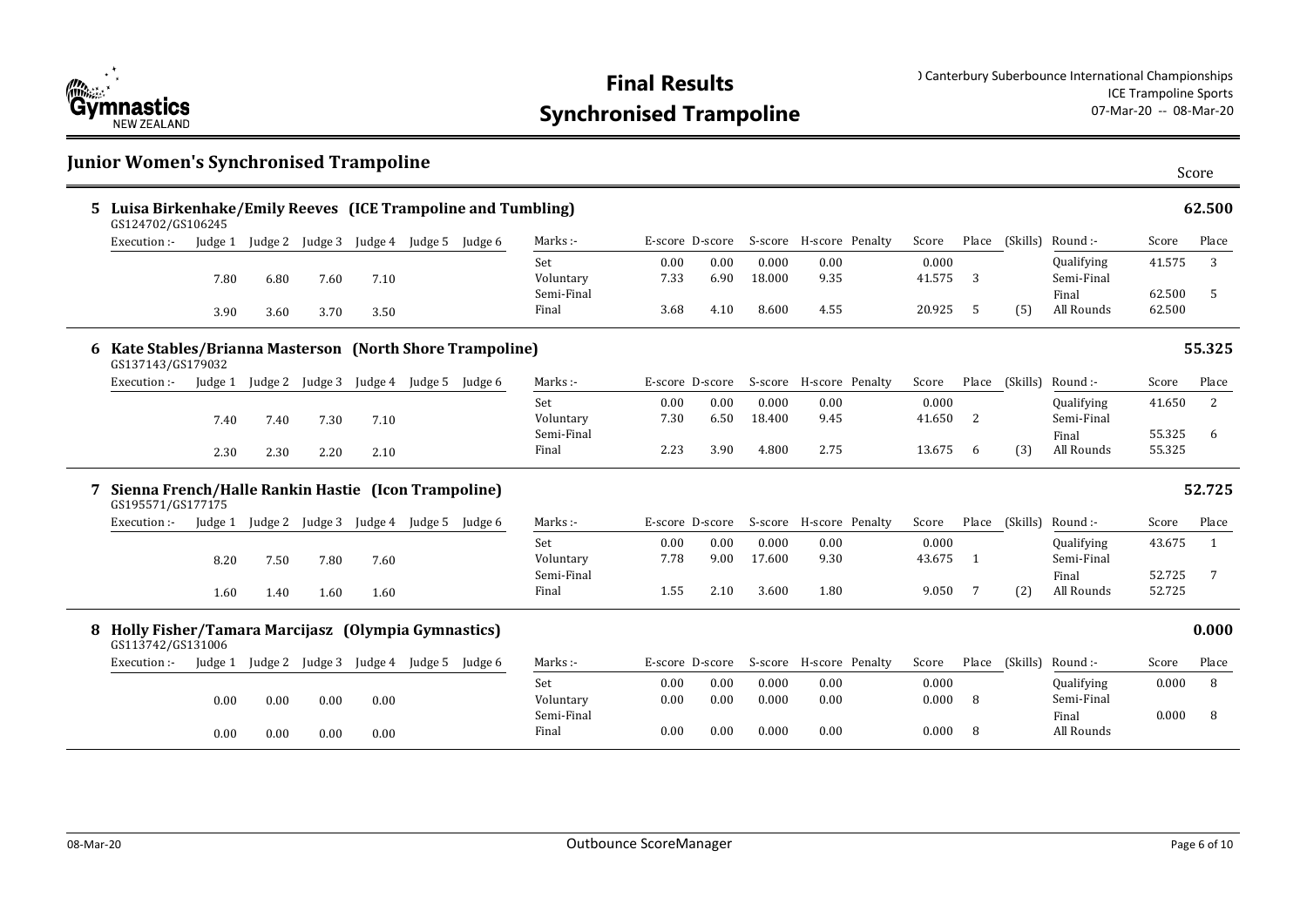# Final Results

# Synchronised Trampoline

) Canterbury Suberbounce International Championships
ICE Trampoline Sports
07-Mar-20 -- 08-Mar-20

## Junior Women's Synchronised Trampoline

Score

### 5 Luisa Birkenhake/Emily Reeves (ICE Trampoline and Tumbling) — 62.500

GS124702/GS106245

| Execution :- | Judge 1 | Judge 2 | Judge 3 | Judge 4 | Judge 5 | Judge 6 | Marks :- | E-score | D-score | S-score | H-score | Penalty | Score | Place | (Skills) | Round :- | Score | Place |
|---|---|---|---|---|---|---|---|---|---|---|---|---|---|---|---|---|---|---|
| | | | | | | | Set | 0.00 | 0.00 | 0.000 | 0.00 | | 0.000 | | | Qualifying | 41.575 | 3 |
| | 7.80 | 6.80 | 7.60 | 7.10 | | | Voluntary | 7.33 | 6.90 | 18.000 | 9.35 | | 41.575 | 3 | | Semi-Final | | |
| | | | | | | | Semi-Final | | | | | | | | | Final | 62.500 | 5 |
| | 3.90 | 3.60 | 3.70 | 3.50 | | | Final | 3.68 | 4.10 | 8.600 | 4.55 | | 20.925 | 5 | (5) | All Rounds | 62.500 | |

### 6 Kate Stables/Brianna Masterson (North Shore Trampoline) — 55.325

GS137143/GS179032

| Execution :- | Judge 1 | Judge 2 | Judge 3 | Judge 4 | Judge 5 | Judge 6 | Marks :- | E-score | D-score | S-score | H-score | Penalty | Score | Place | (Skills) | Round :- | Score | Place |
|---|---|---|---|---|---|---|---|---|---|---|---|---|---|---|---|---|---|---|
| | | | | | | | Set | 0.00 | 0.00 | 0.000 | 0.00 | | 0.000 | | | Qualifying | 41.650 | 2 |
| | 7.40 | 7.40 | 7.30 | 7.10 | | | Voluntary | 7.30 | 6.50 | 18.400 | 9.45 | | 41.650 | 2 | | Semi-Final | | |
| | | | | | | | Semi-Final | | | | | | | | | Final | 55.325 | 6 |
| | 2.30 | 2.30 | 2.20 | 2.10 | | | Final | 2.23 | 3.90 | 4.800 | 2.75 | | 13.675 | 6 | (3) | All Rounds | 55.325 | |

### 7 Sienna French/Halle Rankin Hastie (Icon Trampoline) — 52.725

GS195571/GS177175

| Execution :- | Judge 1 | Judge 2 | Judge 3 | Judge 4 | Judge 5 | Judge 6 | Marks :- | E-score | D-score | S-score | H-score | Penalty | Score | Place | (Skills) | Round :- | Score | Place |
|---|---|---|---|---|---|---|---|---|---|---|---|---|---|---|---|---|---|---|
| | | | | | | | Set | 0.00 | 0.00 | 0.000 | 0.00 | | 0.000 | | | Qualifying | 43.675 | 1 |
| | 8.20 | 7.50 | 7.80 | 7.60 | | | Voluntary | 7.78 | 9.00 | 17.600 | 9.30 | | 43.675 | 1 | | Semi-Final | | |
| | | | | | | | Semi-Final | | | | | | | | | Final | 52.725 | 7 |
| | 1.60 | 1.40 | 1.60 | 1.60 | | | Final | 1.55 | 2.10 | 3.600 | 1.80 | | 9.050 | 7 | (2) | All Rounds | 52.725 | |

### 8 Holly Fisher/Tamara Marcijasz (Olympia Gymnastics) — 0.000

GS113742/GS131006

| Execution :- | Judge 1 | Judge 2 | Judge 3 | Judge 4 | Judge 5 | Judge 6 | Marks :- | E-score | D-score | S-score | H-score | Penalty | Score | Place | (Skills) | Round :- | Score | Place |
|---|---|---|---|---|---|---|---|---|---|---|---|---|---|---|---|---|---|---|
| | | | | | | | Set | 0.00 | 0.00 | 0.000 | 0.00 | | 0.000 | | | Qualifying | 0.000 | 8 |
| | 0.00 | 0.00 | 0.00 | 0.00 | | | Voluntary | 0.00 | 0.00 | 0.000 | 0.00 | | 0.000 | 8 | | Semi-Final | | |
| | | | | | | | Semi-Final | | | | | | | | | Final | 0.000 | 8 |
| | 0.00 | 0.00 | 0.00 | 0.00 | | | Final | 0.00 | 0.00 | 0.000 | 0.00 | | 0.000 | 8 | | All Rounds | | |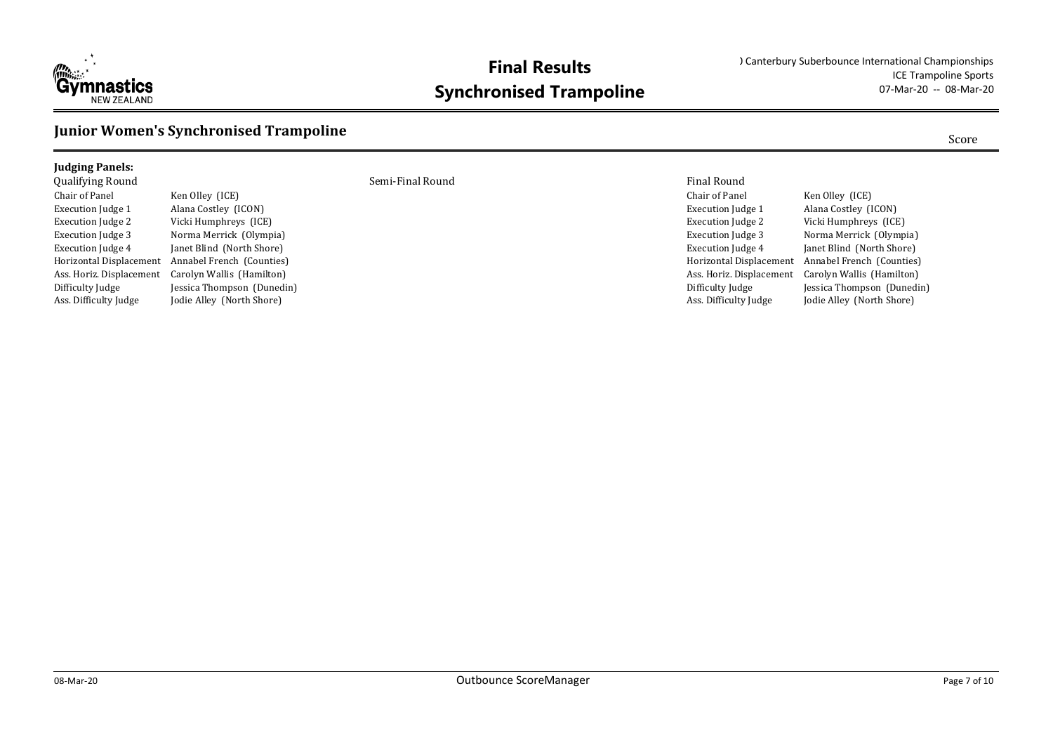# Final Results
# Synchronised Trampoline

) Canterbury Suberbounce International Championships
ICE Trampoline Sports
07-Mar-20 -- 08-Mar-20

## Junior Women's Synchronised Trampoline

Score

**Judging Panels:**

Qualifying Round

| | |
|---|---|
| Chair of Panel | Ken Olley (ICE) |
| Execution Judge 1 | Alana Costley (ICON) |
| Execution Judge 2 | Vicki Humphreys (ICE) |
| Execution Judge 3 | Norma Merrick (Olympia) |
| Execution Judge 4 | Janet Blind (North Shore) |
| Horizontal Displacement | Annabel French (Counties) |
| Ass. Horiz. Displacement | Carolyn Wallis (Hamilton) |
| Difficulty Judge | Jessica Thompson (Dunedin) |
| Ass. Difficulty Judge | Jodie Alley (North Shore) |

Semi-Final Round

Final Round

| | |
|---|---|
| Chair of Panel | Ken Olley (ICE) |
| Execution Judge 1 | Alana Costley (ICON) |
| Execution Judge 2 | Vicki Humphreys (ICE) |
| Execution Judge 3 | Norma Merrick (Olympia) |
| Execution Judge 4 | Janet Blind (North Shore) |
| Horizontal Displacement | Annabel French (Counties) |
| Ass. Horiz. Displacement | Carolyn Wallis (Hamilton) |
| Difficulty Judge | Jessica Thompson (Dunedin) |
| Ass. Difficulty Judge | Jodie Alley (North Shore) |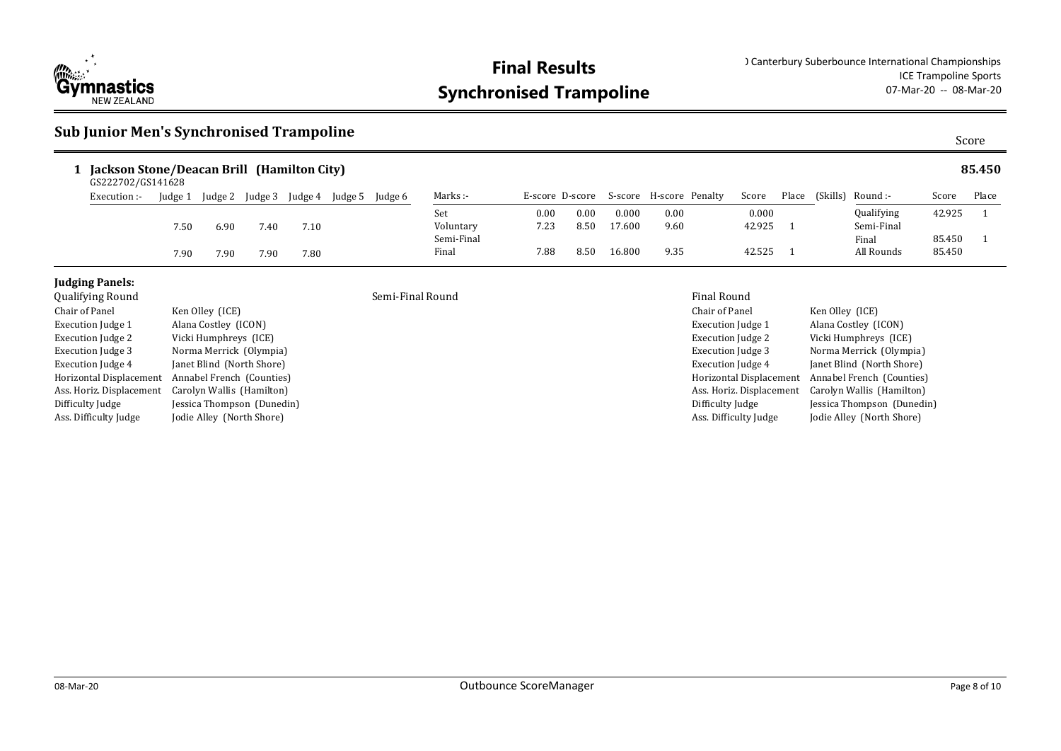# Final Results
# Synchronised Trampoline

) Canterbury Suberbounce International Championships
ICE Trampoline Sports
07-Mar-20 -- 08-Mar-20

## Sub Junior Men's Synchronised Trampoline

Score

**1 Jackson Stone/Deacan Brill (Hamilton City)** **85.450**
GS222702/GS141628

| Execution :- | Judge 1 | Judge 2 | Judge 3 | Judge 4 | Judge 5 | Judge 6 | Marks :- | E-score | D-score | S-score | H-score | Penalty | Score | Place | (Skills) | Round :- | Score | Place |
|---|---|---|---|---|---|---|---|---|---|---|---|---|---|---|---|---|---|---|
| | | | | | | | Set | 0.00 | 0.00 | 0.000 | 0.00 | | 0.000 | | | Qualifying | 42.925 | 1 |
| | 7.50 | 6.90 | 7.40 | 7.10 | | | Voluntary | 7.23 | 8.50 | 17.600 | 9.60 | | 42.925 | 1 | | Semi-Final | | |
| | | | | | | | Semi-Final | | | | | | | | | Final | 85.450 | 1 |
| | 7.90 | 7.90 | 7.90 | 7.80 | | | Final | 7.88 | 8.50 | 16.800 | 9.35 | | 42.525 | 1 | | All Rounds | 85.450 | |

**Judging Panels:**

Qualifying Round

| Role | Judge |
|---|---|
| Chair of Panel | Ken Olley (ICE) |
| Execution Judge 1 | Alana Costley (ICON) |
| Execution Judge 2 | Vicki Humphreys (ICE) |
| Execution Judge 3 | Norma Merrick (Olympia) |
| Execution Judge 4 | Janet Blind (North Shore) |
| Horizontal Displacement | Annabel French (Counties) |
| Ass. Horiz. Displacement | Carolyn Wallis (Hamilton) |
| Difficulty Judge | Jessica Thompson (Dunedin) |
| Ass. Difficulty Judge | Jodie Alley (North Shore) |

Semi-Final Round

Final Round

| Role | Judge |
|---|---|
| Chair of Panel | Ken Olley (ICE) |
| Execution Judge 1 | Alana Costley (ICON) |
| Execution Judge 2 | Vicki Humphreys (ICE) |
| Execution Judge 3 | Norma Merrick (Olympia) |
| Execution Judge 4 | Janet Blind (North Shore) |
| Horizontal Displacement | Annabel French (Counties) |
| Ass. Horiz. Displacement | Carolyn Wallis (Hamilton) |
| Difficulty Judge | Jessica Thompson (Dunedin) |
| Ass. Difficulty Judge | Jodie Alley (North Shore) |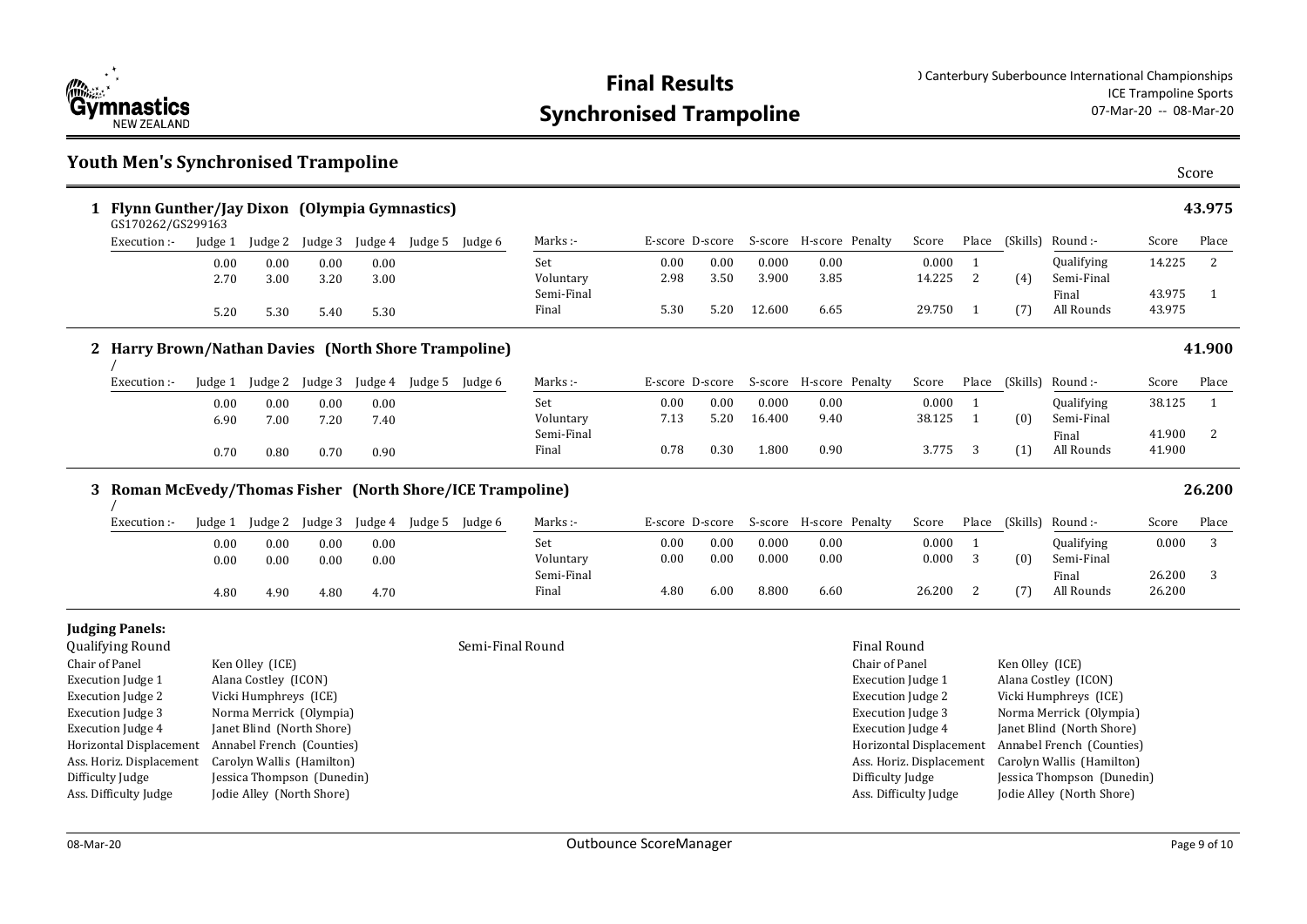# Final Results

## Synchronised Trampoline

) Canterbury Suberbounce International Championships
ICE Trampoline Sports
07-Mar-20 -- 08-Mar-20

## Youth Men's Synchronised Trampoline

Score

### 1 Flynn Gunther/Jay Dixon (Olympia Gymnastics) — 43.975

GS170262/GS299163

| Execution :- | Judge 1 | Judge 2 | Judge 3 | Judge 4 | Judge 5 | Judge 6 | Marks :- | E-score | D-score | S-score | H-score | Penalty | Score | Place | (Skills) | Round :- | Score | Place |
|---|---|---|---|---|---|---|---|---|---|---|---|---|---|---|---|---|---|---|
| | 0.00 | 0.00 | 0.00 | 0.00 | | | Set | 0.00 | 0.00 | 0.000 | 0.00 | | 0.000 | 1 | | Qualifying | 14.225 | 2 |
| | 2.70 | 3.00 | 3.20 | 3.00 | | | Voluntary | 2.98 | 3.50 | 3.900 | 3.85 | | 14.225 | 2 | (4) | Semi-Final | | |
| | | | | | | | Semi-Final | | | | | | | | | Final | 43.975 | 1 |
| | 5.20 | 5.30 | 5.40 | 5.30 | | | Final | 5.30 | 5.20 | 12.600 | 6.65 | | 29.750 | 1 | (7) | All Rounds | 43.975 | |

### 2 Harry Brown/Nathan Davies (North Shore Trampoline) — 41.900

/

| Execution :- | Judge 1 | Judge 2 | Judge 3 | Judge 4 | Judge 5 | Judge 6 | Marks :- | E-score | D-score | S-score | H-score | Penalty | Score | Place | (Skills) | Round :- | Score | Place |
|---|---|---|---|---|---|---|---|---|---|---|---|---|---|---|---|---|---|---|
| | 0.00 | 0.00 | 0.00 | 0.00 | | | Set | 0.00 | 0.00 | 0.000 | 0.00 | | 0.000 | 1 | | Qualifying | 38.125 | 1 |
| | 6.90 | 7.00 | 7.20 | 7.40 | | | Voluntary | 7.13 | 5.20 | 16.400 | 9.40 | | 38.125 | 1 | (0) | Semi-Final | | |
| | | | | | | | Semi-Final | | | | | | | | | Final | 41.900 | 2 |
| | 0.70 | 0.80 | 0.70 | 0.90 | | | Final | 0.78 | 0.30 | 1.800 | 0.90 | | 3.775 | 3 | (1) | All Rounds | 41.900 | |

### 3 Roman McEvedy/Thomas Fisher (North Shore/ICE Trampoline) — 26.200

/

| Execution :- | Judge 1 | Judge 2 | Judge 3 | Judge 4 | Judge 5 | Judge 6 | Marks :- | E-score | D-score | S-score | H-score | Penalty | Score | Place | (Skills) | Round :- | Score | Place |
|---|---|---|---|---|---|---|---|---|---|---|---|---|---|---|---|---|---|---|
| | 0.00 | 0.00 | 0.00 | 0.00 | | | Set | 0.00 | 0.00 | 0.000 | 0.00 | | 0.000 | 1 | | Qualifying | 0.000 | 3 |
| | 0.00 | 0.00 | 0.00 | 0.00 | | | Voluntary | 0.00 | 0.00 | 0.000 | 0.00 | | 0.000 | 3 | (0) | Semi-Final | | |
| | | | | | | | Semi-Final | | | | | | | | | Final | 26.200 | 3 |
| | 4.80 | 4.90 | 4.80 | 4.70 | | | Final | 4.80 | 6.00 | 8.800 | 6.60 | | 26.200 | 2 | (7) | All Rounds | 26.200 | |

**Judging Panels:**

Qualifying Round

| Role | Name |
|---|---|
| Chair of Panel | Ken Olley (ICE) |
| Execution Judge 1 | Alana Costley (ICON) |
| Execution Judge 2 | Vicki Humphreys (ICE) |
| Execution Judge 3 | Norma Merrick (Olympia) |
| Execution Judge 4 | Janet Blind (North Shore) |
| Horizontal Displacement | Annabel French (Counties) |
| Ass. Horiz. Displacement | Carolyn Wallis (Hamilton) |
| Difficulty Judge | Jessica Thompson (Dunedin) |
| Ass. Difficulty Judge | Jodie Alley (North Shore) |

Semi-Final Round

Final Round

| Role | Name |
|---|---|
| Chair of Panel | Ken Olley (ICE) |
| Execution Judge 1 | Alana Costley (ICON) |
| Execution Judge 2 | Vicki Humphreys (ICE) |
| Execution Judge 3 | Norma Merrick (Olympia) |
| Execution Judge 4 | Janet Blind (North Shore) |
| Horizontal Displacement | Annabel French (Counties) |
| Ass. Horiz. Displacement | Carolyn Wallis (Hamilton) |
| Difficulty Judge | Jessica Thompson (Dunedin) |
| Ass. Difficulty Judge | Jodie Alley (North Shore) |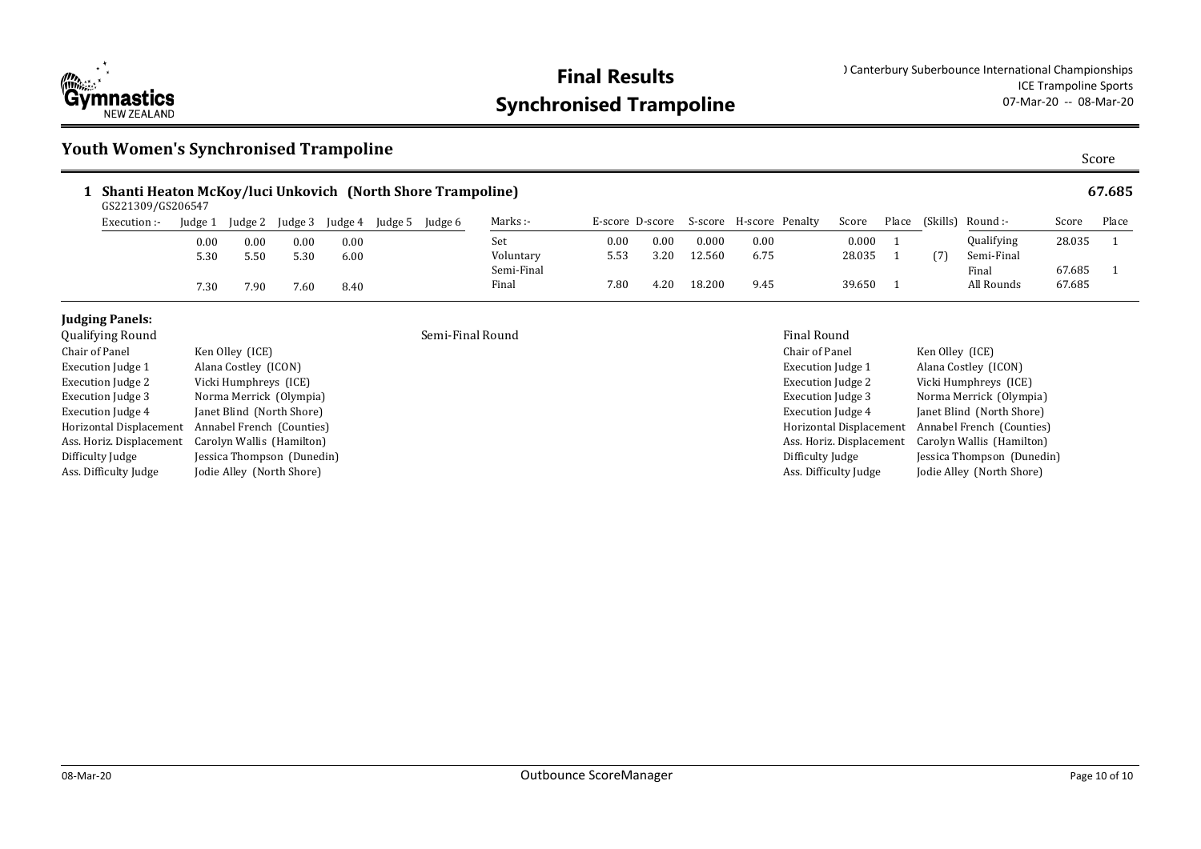# Final Results
# Synchronised Trampoline

) Canterbury Suberbounce International Championships
ICE Trampoline Sports
07-Mar-20 -- 08-Mar-20

## Youth Women's Synchronised Trampoline

Score

**1 Shanti Heaton McKoy/luci Unkovich (North Shore Trampoline)** **67.685**

GS221309/GS206547

| Execution :- | Judge 1 | Judge 2 | Judge 3 | Judge 4 | Judge 5 | Judge 6 | Marks :- | E-score | D-score | S-score | H-score | Penalty | Score | Place | (Skills) | Round :- | Score | Place |
|---|---|---|---|---|---|---|---|---|---|---|---|---|---|---|---|---|---|---|
| | 0.00 | 0.00 | 0.00 | 0.00 | | | Set | 0.00 | 0.00 | 0.000 | 0.00 | | 0.000 | 1 | | Qualifying | 28.035 | 1 |
| | 5.30 | 5.50 | 5.30 | 6.00 | | | Voluntary | 5.53 | 3.20 | 12.560 | 6.75 | | 28.035 | 1 | (7) | Semi-Final | | |
| | | | | | | | Semi-Final | | | | | | | | | Final | 67.685 | 1 |
| | 7.30 | 7.90 | 7.60 | 8.40 | | | Final | 7.80 | 4.20 | 18.200 | 9.45 | | 39.650 | 1 | | All Rounds | 67.685 | |

**Judging Panels:**

Qualifying Round

| | |
|---|---|
| Chair of Panel | Ken Olley (ICE) |
| Execution Judge 1 | Alana Costley (ICON) |
| Execution Judge 2 | Vicki Humphreys (ICE) |
| Execution Judge 3 | Norma Merrick (Olympia) |
| Execution Judge 4 | Janet Blind (North Shore) |
| Horizontal Displacement | Annabel French (Counties) |
| Ass. Horiz. Displacement | Carolyn Wallis (Hamilton) |
| Difficulty Judge | Jessica Thompson (Dunedin) |
| Ass. Difficulty Judge | Jodie Alley (North Shore) |

Semi-Final Round

Final Round

| | |
|---|---|
| Chair of Panel | Ken Olley (ICE) |
| Execution Judge 1 | Alana Costley (ICON) |
| Execution Judge 2 | Vicki Humphreys (ICE) |
| Execution Judge 3 | Norma Merrick (Olympia) |
| Execution Judge 4 | Janet Blind (North Shore) |
| Horizontal Displacement | Annabel French (Counties) |
| Ass. Horiz. Displacement | Carolyn Wallis (Hamilton) |
| Difficulty Judge | Jessica Thompson (Dunedin) |
| Ass. Difficulty Judge | Jodie Alley (North Shore) |